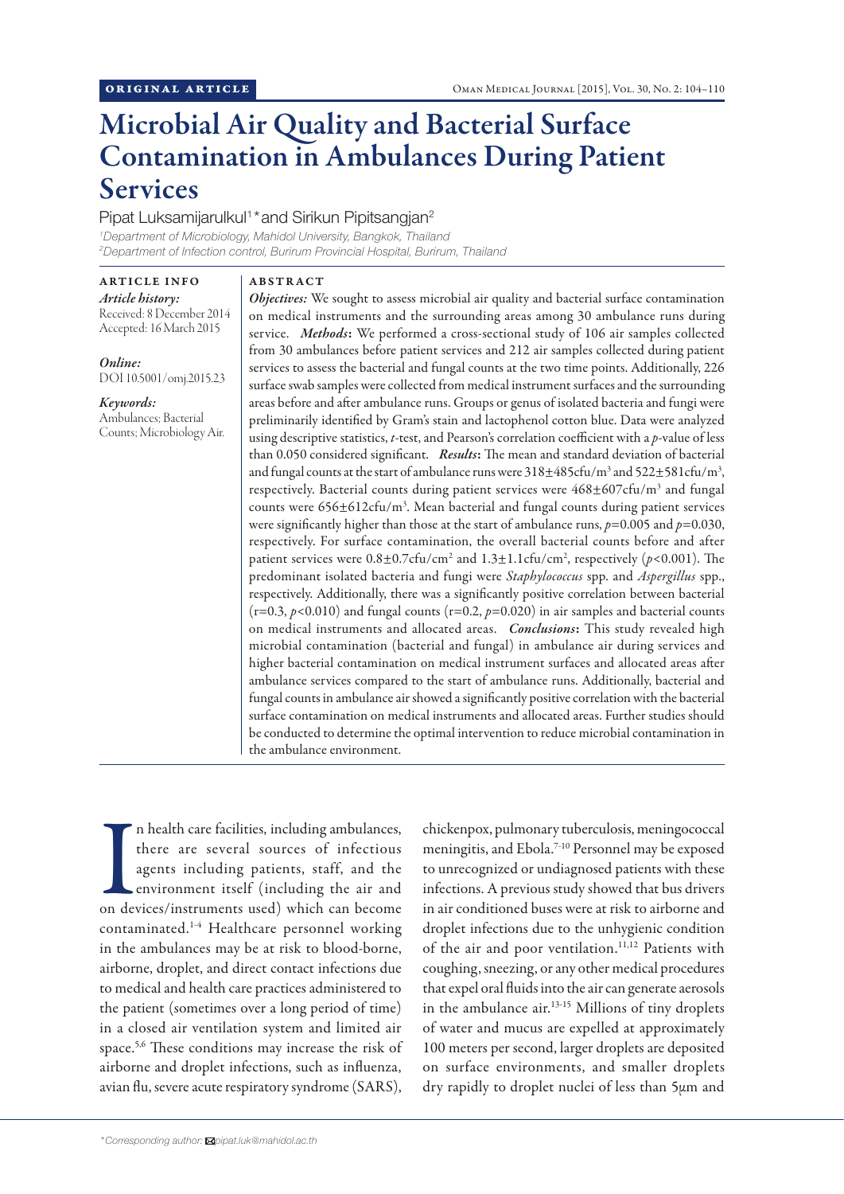ORIGINAL ARTICLE

# Microbial Air Quality and Bacterial Surface Contamination in Ambulances During Patient Services

Pipat Luksamijarulkul[1]* and Sirikun Pipitsangjan[2]

[1]*Department of Microbiology, Mahidol University, Bangkok, Thailand*
[2]*Department of Infection control, Burirum Provincial Hospital, Burirum, Thailand*

**ARTICLE INFO**

*Article history:*
Received: 8 December 2014
Accepted: 16 March 2015

*Online:*
DOI 10.5001/omj.2015.23

*Keywords:*
Ambulances; Bacterial Counts; Microbiology Air.

**ABSTRACT**

***Objectives:*** We sought to assess microbial air quality and bacterial surface contamination on medical instruments and the surrounding areas among 30 ambulance runs during service. ***Methods*:** We performed a cross-sectional study of 106 air samples collected from 30 ambulances before patient services and 212 air samples collected during patient services to assess the bacterial and fungal counts at the two time points. Additionally, 226 surface swab samples were collected from medical instrument surfaces and the surrounding areas before and after ambulance runs. Groups or genus of isolated bacteria and fungi were preliminarily identified by Gram's stain and lactophenol cotton blue. Data were analyzed using descriptive statistics, *t*-test, and Pearson's correlation coefficient with a *p*-value of less than 0.050 considered significant. ***Results*:** The mean and standard deviation of bacterial and fungal counts at the start of ambulance runs were $318\pm485$cfu/m$^3$ and $522\pm581$cfu/m$^3$, respectively. Bacterial counts during patient services were $468\pm607$cfu/m$^3$ and fungal counts were $656\pm612$cfu/m$^3$. Mean bacterial and fungal counts during patient services were significantly higher than those at the start of ambulance runs, $p=0.005$ and $p=0.030$, respectively. For surface contamination, the overall bacterial counts before and after patient services were $0.8\pm0.7$cfu/cm$^2$ and $1.3\pm1.1$cfu/cm$^2$, respectively ($p<0.001$). The predominant isolated bacteria and fungi were *Staphylococcus* spp. and *Aspergillus* spp., respectively. Additionally, there was a significantly positive correlation between bacterial ($r=0.3$, $p<0.010$) and fungal counts ($r=0.2$, $p=0.020$) in air samples and bacterial counts on medical instruments and allocated areas. ***Conclusions*:** This study revealed high microbial contamination (bacterial and fungal) in ambulance air during services and higher bacterial contamination on medical instrument surfaces and allocated areas after ambulance services compared to the start of ambulance runs. Additionally, bacterial and fungal counts in ambulance air showed a significantly positive correlation with the bacterial surface contamination on medical instruments and allocated areas. Further studies should be conducted to determine the optimal intervention to reduce microbial contamination in the ambulance environment.

In health care facilities, including ambulances, there are several sources of infectious agents including patients, staff, and the environment itself (including the air and on devices/instruments used) which can become contaminated.[1-4] Healthcare personnel working in the ambulances may be at risk to blood-borne, airborne, droplet, and direct contact infections due to medical and health care practices administered to the patient (sometimes over a long period of time) in a closed air ventilation system and limited air space.[5,6] These conditions may increase the risk of airborne and droplet infections, such as influenza, avian flu, severe acute respiratory syndrome (SARS), chickenpox, pulmonary tuberculosis, meningococcal meningitis, and Ebola.[7-10] Personnel may be exposed to unrecognized or undiagnosed patients with these infections. A previous study showed that bus drivers in air conditioned buses were at risk to airborne and droplet infections due to the unhygienic condition of the air and poor ventilation.[11,12] Patients with coughing, sneezing, or any other medical procedures that expel oral fluids into the air can generate aerosols in the ambulance air.[13-15] Millions of tiny droplets of water and mucus are expelled at approximately 100 meters per second, larger droplets are deposited on surface environments, and smaller droplets dry rapidly to droplet nuclei of less than 5µm and

*Corresponding author: pipat.luk@mahidol.ac.th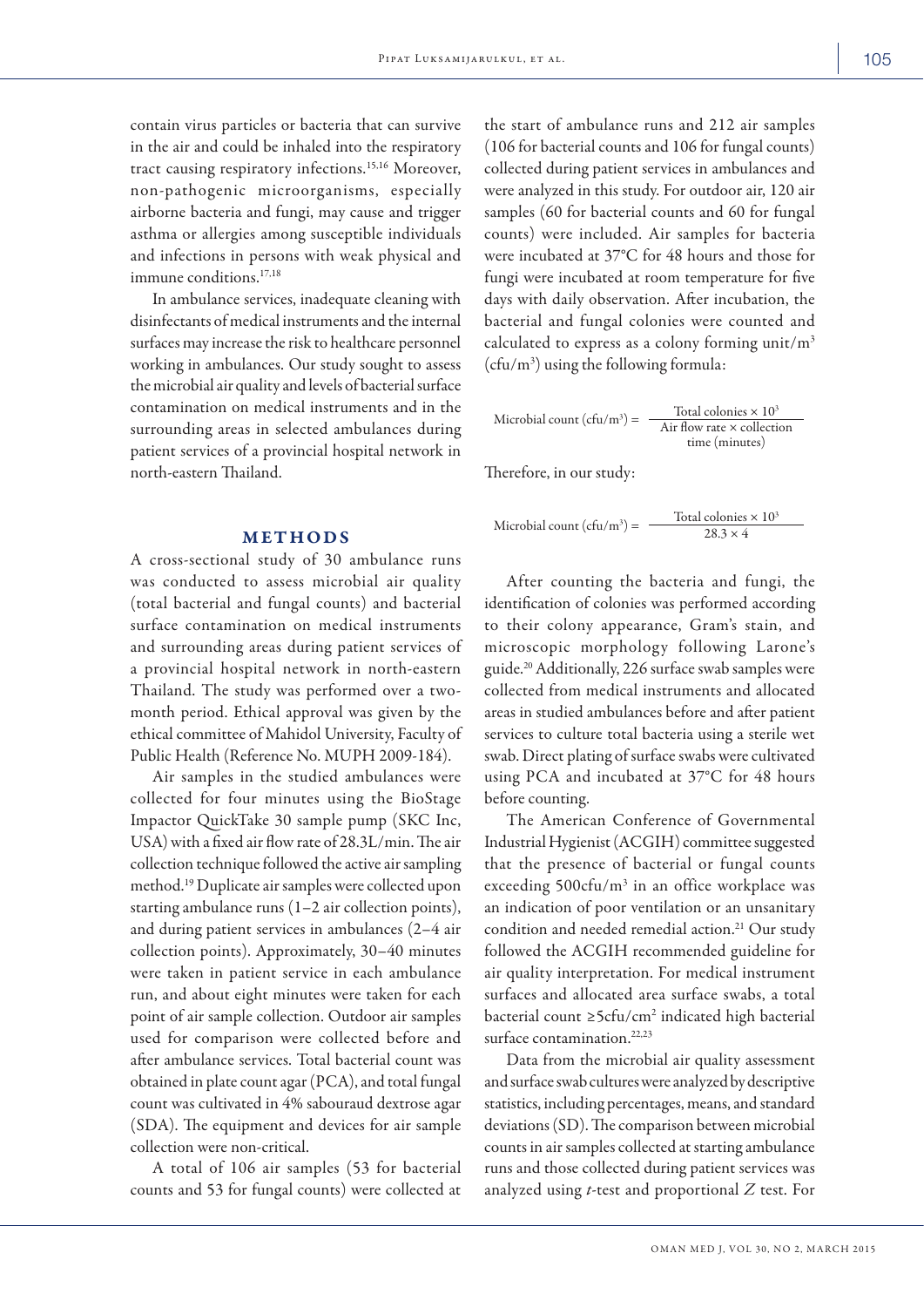contain virus particles or bacteria that can survive in the air and could be inhaled into the respiratory tract causing respiratory infections.[15,16] Moreover, non-pathogenic microorganisms, especially airborne bacteria and fungi, may cause and trigger asthma or allergies among susceptible individuals and infections in persons with weak physical and immune conditions.[17,18]

In ambulance services, inadequate cleaning with disinfectants of medical instruments and the internal surfaces may increase the risk to healthcare personnel working in ambulances. Our study sought to assess the microbial air quality and levels of bacterial surface contamination on medical instruments and in the surrounding areas in selected ambulances during patient services of a provincial hospital network in north-eastern Thailand.

## METHODS

A cross-sectional study of 30 ambulance runs was conducted to assess microbial air quality (total bacterial and fungal counts) and bacterial surface contamination on medical instruments and surrounding areas during patient services of a provincial hospital network in north-eastern Thailand. The study was performed over a two-month period. Ethical approval was given by the ethical committee of Mahidol University, Faculty of Public Health (Reference No. MUPH 2009-184).

Air samples in the studied ambulances were collected for four minutes using the BioStage Impactor QuickTake 30 sample pump (SKC Inc, USA) with a fixed air flow rate of 28.3L/min. The air collection technique followed the active air sampling method.[19] Duplicate air samples were collected upon starting ambulance runs (1–2 air collection points), and during patient services in ambulances (2–4 air collection points). Approximately, 30–40 minutes were taken in patient service in each ambulance run, and about eight minutes were taken for each point of air sample collection. Outdoor air samples used for comparison were collected before and after ambulance services. Total bacterial count was obtained in plate count agar (PCA), and total fungal count was cultivated in 4% sabouraud dextrose agar (SDA). The equipment and devices for air sample collection were non-critical.

A total of 106 air samples (53 for bacterial counts and 53 for fungal counts) were collected at the start of ambulance runs and 212 air samples (106 for bacterial counts and 106 for fungal counts) collected during patient services in ambulances and were analyzed in this study. For outdoor air, 120 air samples (60 for bacterial counts and 60 for fungal counts) were included. Air samples for bacteria were incubated at 37°C for 48 hours and those for fungi were incubated at room temperature for five days with daily observation. After incubation, the bacterial and fungal colonies were counted and calculated to express as a colony forming unit/m$^3$ (cfu/m$^3$) using the following formula:

$$\text{Microbial count (cfu/m}^3\text{)} = \frac{\text{Total colonies} \times 10^3}{\text{Air flow rate} \times \text{collection time (minutes)}}$$

Therefore, in our study:

$$\text{Microbial count (cfu/m}^3\text{)} = \frac{\text{Total colonies} \times 10^3}{28.3 \times 4}$$

After counting the bacteria and fungi, the identification of colonies was performed according to their colony appearance, Gram's stain, and microscopic morphology following Larone's guide.[20] Additionally, 226 surface swab samples were collected from medical instruments and allocated areas in studied ambulances before and after patient services to culture total bacteria using a sterile wet swab. Direct plating of surface swabs were cultivated using PCA and incubated at 37°C for 48 hours before counting.

The American Conference of Governmental Industrial Hygienist (ACGIH) committee suggested that the presence of bacterial or fungal counts exceeding 500cfu/m$^3$ in an office workplace was an indication of poor ventilation or an unsanitary condition and needed remedial action.[21] Our study followed the ACGIH recommended guideline for air quality interpretation. For medical instrument surfaces and allocated area surface swabs, a total bacterial count ≥5cfu/cm$^2$ indicated high bacterial surface contamination.[22,23]

Data from the microbial air quality assessment and surface swab cultures were analyzed by descriptive statistics, including percentages, means, and standard deviations (SD). The comparison between microbial counts in air samples collected at starting ambulance runs and those collected during patient services was analyzed using *t*-test and proportional *Z* test. For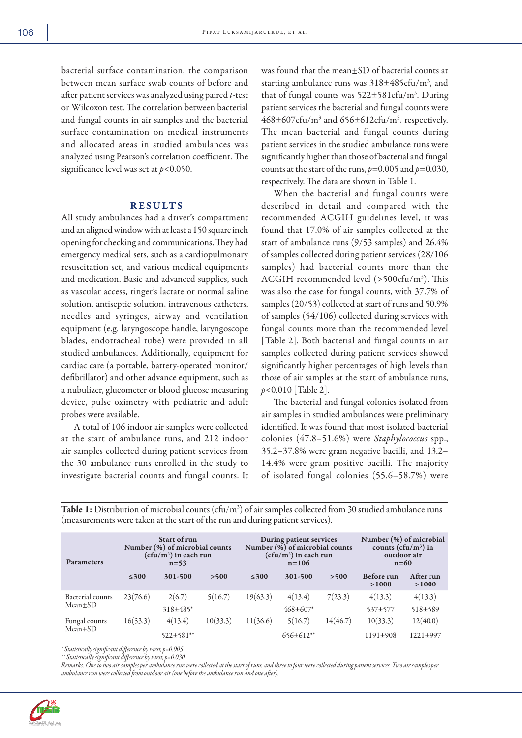bacterial surface contamination, the comparison between mean surface swab counts of before and after patient services was analyzed using paired *t*-test or Wilcoxon test. The correlation between bacterial and fungal counts in air samples and the bacterial surface contamination on medical instruments and allocated areas in studied ambulances was analyzed using Pearson's correlation coefficient. The significance level was set at $p<0.050$.

## RESULTS

All study ambulances had a driver's compartment and an aligned window with at least a 150 square inch opening for checking and communications. They had emergency medical sets, such as a cardiopulmonary resuscitation set, and various medical equipments and medication. Basic and advanced supplies, such as vascular access, ringer's lactate or normal saline solution, antiseptic solution, intravenous catheters, needles and syringes, airway and ventilation equipment (e.g. laryngoscope handle, laryngoscope blades, endotracheal tube) were provided in all studied ambulances. Additionally, equipment for cardiac care (a portable, battery-operated monitor/defibrillator) and other advance equipment, such as a nubulizer, glucometer or blood glucose measuring device, pulse oximetry with pediatric and adult probes were available.

A total of 106 indoor air samples were collected at the start of ambulance runs, and 212 indoor air samples collected during patient services from the 30 ambulance runs enrolled in the study to investigate bacterial counts and fungal counts. It was found that the mean±SD of bacterial counts at starting ambulance runs was 318±485cfu/m$^3$, and that of fungal counts was 522±581cfu/m$^3$. During patient services the bacterial and fungal counts were 468±607cfu/m$^3$ and 656±612cfu/m$^3$, respectively. The mean bacterial and fungal counts during patient services in the studied ambulance runs were significantly higher than those of bacterial and fungal counts at the start of the runs, $p=0.005$ and $p=0.030$, respectively. The data are shown in Table 1.

When the bacterial and fungal counts were described in detail and compared with the recommended ACGIH guidelines level, it was found that 17.0% of air samples collected at the start of ambulance runs (9/53 samples) and 26.4% of samples collected during patient services (28/106 samples) had bacterial counts more than the ACGIH recommended level (>500cfu/m$^3$). This was also the case for fungal counts, with 37.7% of samples (20/53) collected at start of runs and 50.9% of samples (54/106) collected during services with fungal counts more than the recommended level [Table 2]. Both bacterial and fungal counts in air samples collected during patient services showed significantly higher percentages of high levels than those of air samples at the start of ambulance runs, $p<0.010$ [Table 2].

The bacterial and fungal colonies isolated from air samples in studied ambulances were preliminary identified. It was found that most isolated bacterial colonies (47.8–51.6%) were *Staphylococcus* spp., 35.2–37.8% were gram negative bacilli, and 13.2–14.4% were gram positive bacilli. The majority of isolated fungal colonies (55.6–58.7%) were

**Table 1:** Distribution of microbial counts (cfu/m$^3$) of air samples collected from 30 studied ambulance runs (measurements were taken at the start of the run and during patient services).

| Parameters | Start of run Number (%) of microbial counts (cfu/m$^3$) in each run n=53 | | | During patient services Number (%) of microbial counts (cfu/m$^3$) in each run n=106 | | | Number (%) of microbial counts (cfu/m$^3$) in outdoor air n=60 | |
|---|---|---|---|---|---|---|---|---|
| | ≤300 | 301-500 | >500 | ≤300 | 301-500 | >500 | Before run >1000 | After run >1000 |
| Bacterial counts | 23(76.6) | 2(6.7) | 5(16.7) | 19(63.3) | 4(13.4) | 7(23.3) | 4(13.3) | 4(13.3) |
| Mean±SD | | 318±485* | | | 468±607* | | 537±577 | 518±589 |
| Fungal counts | 16(53.3) | 4(13.4) | 10(33.3) | 11(36.6) | 5(16.7) | 14(46.7) | 10(33.3) | 12(40.0) |
| Mean+SD | | 522±581** | | | 656±612** | | 1191±908 | 1221±997 |

*Statistically significant difference by t-test, p=0.005
**Statistically significant difference by t-test, p=0.030
*Remarks: One to two air samples per ambulance run were collected at the start of runs, and three to four were collected during patient services. Two air samples per ambulance run were collected from outdoor air (one before the ambulance run and one after).*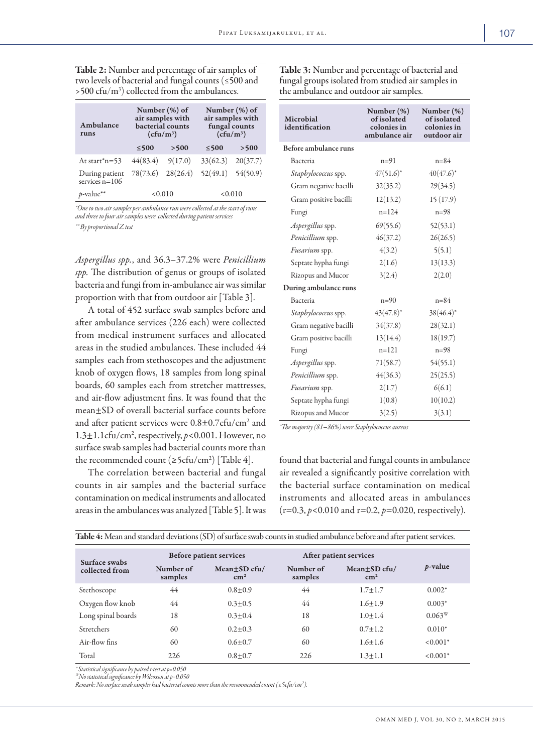**Table 2:** Number and percentage of air samples of two levels of bacterial and fungal counts (≤500 and >500 cfu/m$^3$) collected from the ambulances.

| Ambulance runs | Number (%) of air samples with bacterial counts (cfu/m$^3$) | | Number (%) of air samples with fungal counts (cfu/m$^3$) | |
|---|---|---|---|---|
| | ≤500 | >500 | ≤500 | >500 |
| At start*n=53 | 44(83.4) | 9(17.0) | 33(62.3) | 20(37.7) |
| During patient services n=106 | 78(73.6) | 28(26.4) | 52(49.1) | 54(50.9) |
| $p$-value** | <0.010 | | <0.010 | |

*One to two air samples per ambulance run were collected at the start of runs and three to four air samples were collected during patient services

**By proportional Z test

*Aspergillus spp.*, and 36.3–37.2% were *Penicillium spp.* The distribution of genus or groups of isolated bacteria and fungi from in-ambulance air was similar proportion with that from outdoor air [Table 3].

A total of 452 surface swab samples before and after ambulance services (226 each) were collected from medical instrument surfaces and allocated areas in the studied ambulances. These included 44 samples each from stethoscopes and the adjustment knob of oxygen flows, 18 samples from long spinal boards, 60 samples each from stretcher mattresses, and air-flow adjustment fins. It was found that the mean±SD of overall bacterial surface counts before and after patient services were 0.8±0.7cfu/cm$^2$ and 1.3±1.1cfu/cm$^2$, respectively, $p$<0.001. However, no surface swab samples had bacterial counts more than the recommended count (≥5cfu/cm$^2$) [Table 4].

The correlation between bacterial and fungal counts in air samples and the bacterial surface contamination on medical instruments and allocated areas in the ambulances was analyzed [Table 5]. It was found that bacterial and fungal counts in ambulance air revealed a significantly positive correlation with the bacterial surface contamination on medical instruments and allocated areas in ambulances (r=0.3, $p$<0.010 and r=0.2, $p$=0.020, respectively).

**Table 3:** Number and percentage of bacterial and fungal groups isolated from studied air samples in the ambulance and outdoor air samples.

| Microbial identification | Number (%) of isolated colonies in ambulance air | Number (%) of isolated colonies in outdoor air |
|---|---|---|
| Before ambulance runs | | |
| Bacteria | n=91 | n=84 |
| *Staphylococcus* spp. | 47(51.6)* | 40(47.6)* |
| Gram negative bacilli | 32(35.2) | 29(34.5) |
| Gram positive bacilli | 12(13.2) | 15 (17.9) |
| Fungi | n=124 | n=98 |
| *Aspergillus* spp. | 69(55.6) | 52(53.1) |
| *Penicillium* spp. | 46(37.2) | 26(26.5) |
| *Fusarium* spp. | 4(3.2) | 5(5.1) |
| Septate hypha fungi | 2(1.6) | 13(13.3) |
| Rizopus and Mucor | 3(2.4) | 2(2.0) |
| During ambulance runs | | |
| Bacteria | n=90 | n=84 |
| *Staphylococcus* spp. | 43(47.8)* | 38(46.4)* |
| Gram negative bacilli | 34(37.8) | 28(32.1) |
| Gram positive bacilli | 13(14.4) | 18(19.7) |
| Fungi | n=121 | n=98 |
| *Aspergillus* spp. | 71(58.7) | 54(55.1) |
| *Penicillium* spp. | 44(36.3) | 25(25.5) |
| *Fusarium* spp. | 2(1.7) | 6(6.1) |
| Septate hypha fungi | 1(0.8) | 10(10.2) |
| Rizopus and Mucor | 3(2.5) | 3(3.1) |

*The majority (81–86%) were Staphylococcus aureus

**Table 4:** Mean and standard deviations (SD) of surface swab counts in studied ambulance before and after patient services.

| Surface swabs collected from | Before patient services | | After patient services | | $p$-value |
|---|---|---|---|---|---|
| | Number of samples | Mean±SD cfu/cm$^2$ | Number of samples | Mean±SD cfu/cm$^2$ | |
| Stethoscope | 44 | 0.8±0.9 | 44 | 1.7±1.7 | 0.002* |
| Oxygen flow knob | 44 | 0.3±0.5 | 44 | 1.6±1.9 | 0.003* |
| Long spinal boards | 18 | 0.3±0.4 | 18 | 1.0±1.4 | 0.063$^W$ |
| Stretchers | 60 | 0.2±0.3 | 60 | 0.7±1.2 | 0.010* |
| Air-flow fins | 60 | 0.6±0.7 | 60 | 1.6±1.6 | <0.001* |
| Total | 226 | 0.8±0.7 | 226 | 1.3±1.1 | <0.001* |

*Statistical significance by paired t-test at p=0.050

$^W$No statistical significance by Wilcoxon at p=0.050

Remark: No surface swab samples had bacterial counts more than the recommended count (≤5cfu/cm$^2$).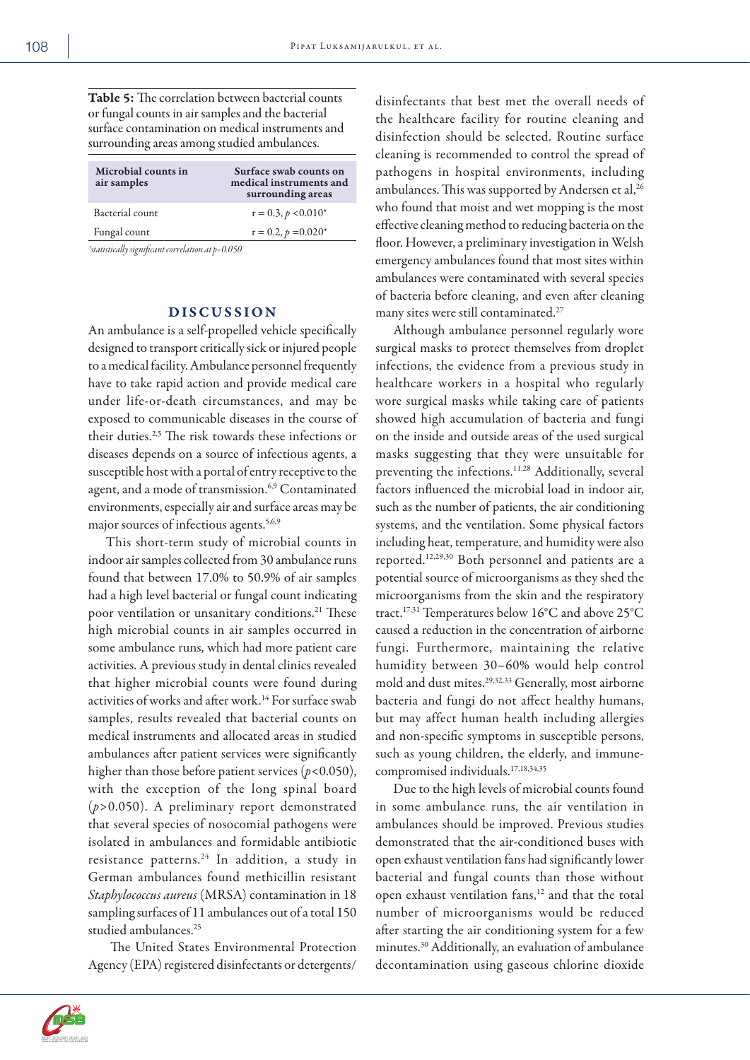**Table 5:** The correlation between bacterial counts or fungal counts in air samples and the bacterial surface contamination on medical instruments and surrounding areas among studied ambulances.

| Microbial counts in air samples | Surface swab counts on medical instruments and surrounding areas |
|---|---|
| Bacterial count | r = 0.3, $p$ <0.010* |
| Fungal count | r = 0.2, $p$ =0.020* |

*statistically significant correlation at p=0.050

## DISCUSSION

An ambulance is a self-propelled vehicle specifically designed to transport critically sick or injured people to a medical facility. Ambulance personnel frequently have to take rapid action and provide medical care under life-or-death circumstances, and may be exposed to communicable diseases in the course of their duties.[2,5] The risk towards these infections or diseases depends on a source of infectious agents, a susceptible host with a portal of entry receptive to the agent, and a mode of transmission.[6,9] Contaminated environments, especially air and surface areas may be major sources of infectious agents.[5,6,9]

This short-term study of microbial counts in indoor air samples collected from 30 ambulance runs found that between 17.0% to 50.9% of air samples had a high level bacterial or fungal count indicating poor ventilation or unsanitary conditions.[21] These high microbial counts in air samples occurred in some ambulance runs, which had more patient care activities. A previous study in dental clinics revealed that higher microbial counts were found during activities of works and after work.[14] For surface swab samples, results revealed that bacterial counts on medical instruments and allocated areas in studied ambulances after patient services were significantly higher than those before patient services ($p$<0.050), with the exception of the long spinal board ($p$>0.050). A preliminary report demonstrated that several species of nosocomial pathogens were isolated in ambulances and formidable antibiotic resistance patterns.[24] In addition, a study in German ambulances found methicillin resistant *Staphylococcus aureus* (MRSA) contamination in 18 sampling surfaces of 11 ambulances out of a total 150 studied ambulances.[25]

The United States Environmental Protection Agency (EPA) registered disinfectants or detergents/disinfectants that best met the overall needs of the healthcare facility for routine cleaning and disinfection should be selected. Routine surface cleaning is recommended to control the spread of pathogens in hospital environments, including ambulances. This was supported by Andersen et al,[26] who found that moist and wet mopping is the most effective cleaning method to reducing bacteria on the floor. However, a preliminary investigation in Welsh emergency ambulances found that most sites within ambulances were contaminated with several species of bacteria before cleaning, and even after cleaning many sites were still contaminated.[27]

Although ambulance personnel regularly wore surgical masks to protect themselves from droplet infections, the evidence from a previous study in healthcare workers in a hospital who regularly wore surgical masks while taking care of patients showed high accumulation of bacteria and fungi on the inside and outside areas of the used surgical masks suggesting that they were unsuitable for preventing the infections.[11,28] Additionally, several factors influenced the microbial load in indoor air, such as the number of patients, the air conditioning systems, and the ventilation. Some physical factors including heat, temperature, and humidity were also reported.[12,29,30] Both personnel and patients are a potential source of microorganisms as they shed the microorganisms from the skin and the respiratory tract.[17,31] Temperatures below 16°C and above 25°C caused a reduction in the concentration of airborne fungi. Furthermore, maintaining the relative humidity between 30–60% would help control mold and dust mites.[29,32,33] Generally, most airborne bacteria and fungi do not affect healthy humans, but may affect human health including allergies and non-specific symptoms in susceptible persons, such as young children, the elderly, and immune-compromised individuals.[17,18,34,35]

Due to the high levels of microbial counts found in some ambulance runs, the air ventilation in ambulances should be improved. Previous studies demonstrated that the air-conditioned buses with open exhaust ventilation fans had significantly lower bacterial and fungal counts than those without open exhaust ventilation fans,[12] and that the total number of microorganisms would be reduced after starting the air conditioning system for a few minutes.[30] Additionally, an evaluation of ambulance decontamination using gaseous chlorine dioxide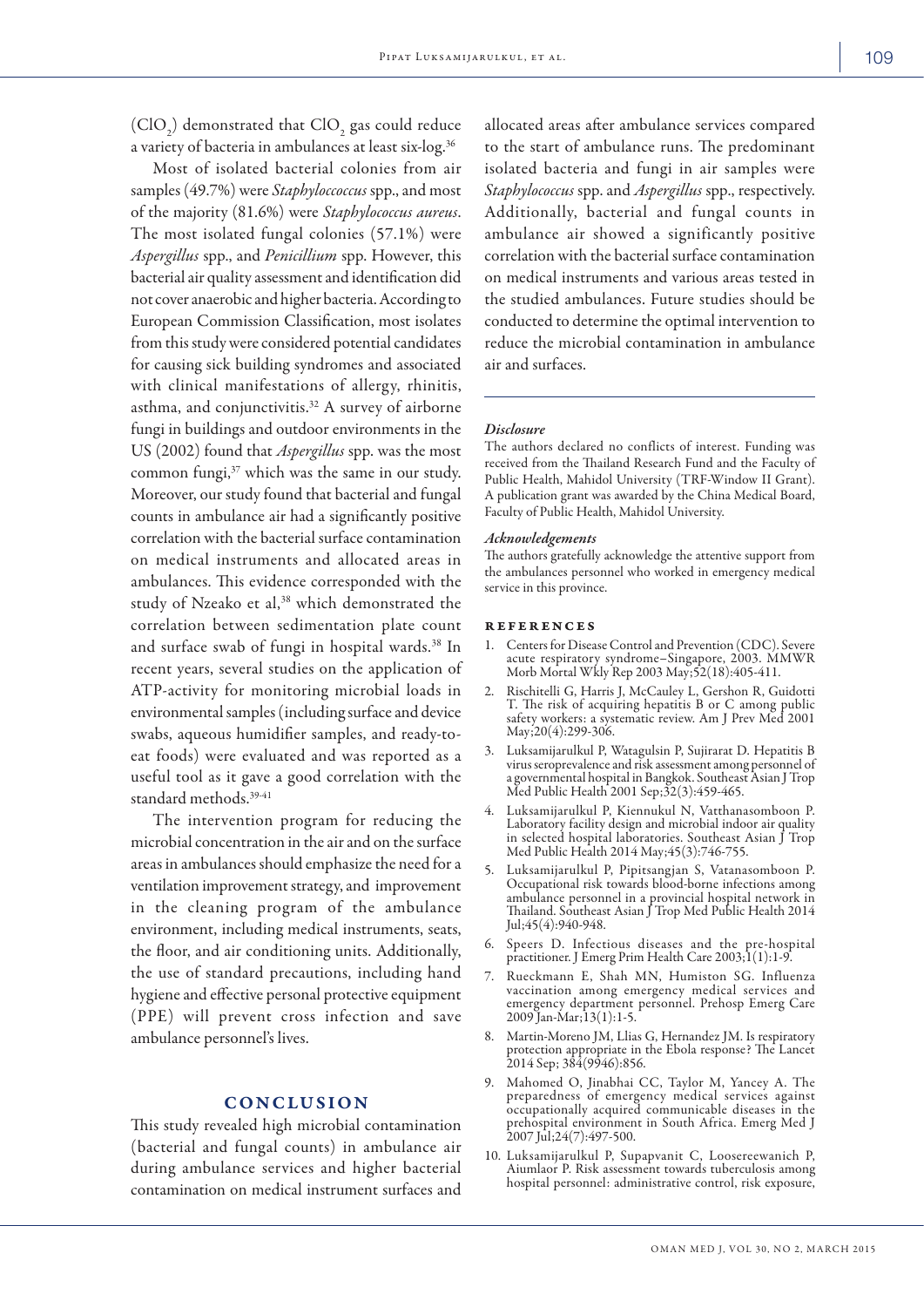($ClO_2$) demonstrated that $ClO_2$ gas could reduce a variety of bacteria in ambulances at least six-log.[36]

Most of isolated bacterial colonies from air samples (49.7%) were *Staphyloccoccus* spp., and most of the majority (81.6%) were *Staphylococcus aureus*. The most isolated fungal colonies (57.1%) were *Aspergillus* spp., and *Penicillium* spp. However, this bacterial air quality assessment and identification did not cover anaerobic and higher bacteria. According to European Commission Classification, most isolates from this study were considered potential candidates for causing sick building syndromes and associated with clinical manifestations of allergy, rhinitis, asthma, and conjunctivitis.[32] A survey of airborne fungi in buildings and outdoor environments in the US (2002) found that *Aspergillus* spp. was the most common fungi,[37] which was the same in our study. Moreover, our study found that bacterial and fungal counts in ambulance air had a significantly positive correlation with the bacterial surface contamination on medical instruments and allocated areas in ambulances. This evidence corresponded with the study of Nzeako et al,[38] which demonstrated the correlation between sedimentation plate count and surface swab of fungi in hospital wards.[38] In recent years, several studies on the application of ATP-activity for monitoring microbial loads in environmental samples (including surface and device swabs, aqueous humidifier samples, and ready-to-eat foods) were evaluated and was reported as a useful tool as it gave a good correlation with the standard methods.[39-41]

The intervention program for reducing the microbial concentration in the air and on the surface areas in ambulances should emphasize the need for a ventilation improvement strategy, and improvement in the cleaning program of the ambulance environment, including medical instruments, seats, the floor, and air conditioning units. Additionally, the use of standard precautions, including hand hygiene and effective personal protective equipment (PPE) will prevent cross infection and save ambulance personnel's lives.

## CONCLUSION

This study revealed high microbial contamination (bacterial and fungal counts) in ambulance air during ambulance services and higher bacterial contamination on medical instrument surfaces and allocated areas after ambulance services compared to the start of ambulance runs. The predominant isolated bacteria and fungi in air samples were *Staphylococcus* spp. and *Aspergillus* spp., respectively. Additionally, bacterial and fungal counts in ambulance air showed a significantly positive correlation with the bacterial surface contamination on medical instruments and various areas tested in the studied ambulances. Future studies should be conducted to determine the optimal intervention to reduce the microbial contamination in ambulance air and surfaces.

*Disclosure*

The authors declared no conflicts of interest. Funding was received from the Thailand Research Fund and the Faculty of Public Health, Mahidol University (TRF-Window II Grant). A publication grant was awarded by the China Medical Board, Faculty of Public Health, Mahidol University.

*Acknowledgements*

The authors gratefully acknowledge the attentive support from the ambulances personnel who worked in emergency medical service in this province.

### REFERENCES

1. Centers for Disease Control and Prevention (CDC). Severe acute respiratory syndrome–Singapore, 2003. MMWR Morb Mortal Wkly Rep 2003 May;52(18):405-411.
2. Rischitelli G, Harris J, McCauley L, Gershon R, Guidotti T. The risk of acquiring hepatitis B or C among public safety workers: a systematic review. Am J Prev Med 2001 May;20(4):299-306.
3. Luksamijarulkul P, Watagulsin P, Sujirarat D. Hepatitis B virus seroprevalence and risk assessment among personnel of a governmental hospital in Bangkok. Southeast Asian J Trop Med Public Health 2001 Sep;32(3):459-465.
4. Luksamijarulkul P, Kiennukul N, Vatthanasomboon P. Laboratory facility design and microbial indoor air quality in selected hospital laboratories. Southeast Asian J Trop Med Public Health 2014 May;45(3):746-755.
5. Luksamijarulkul P, Pipitsangjan S, Vatanasomboon P. Occupational risk towards blood-borne infections among ambulance personnel in a provincial hospital network in Thailand. Southeast Asian J Trop Med Public Health 2014 Jul;45(4):940-948.
6. Speers D. Infectious diseases and the pre-hospital practitioner. J Emerg Prim Health Care 2003;1(1):1-9.
7. Rueckmann E, Shah MN, Humiston SG. Influenza vaccination among emergency medical services and emergency department personnel. Prehosp Emerg Care 2009 Jan-Mar;13(1):1-5.
8. Martin-Moreno JM, Llias G, Hernandez JM. Is respiratory protection appropriate in the Ebola response? The Lancet 2014 Sep; 384(9946):856.
9. Mahomed O, Jinabhai CC, Taylor M, Yancey A. The preparedness of emergency medical services against occupationally acquired communicable diseases in the prehospital environment in South Africa. Emerg Med J 2007 Jul;24(7):497-500.
10. Luksamijarulkul P, Supapvanit C, Loosereewanich P, Aiumlaor P. Risk assessment towards tuberculosis among hospital personnel: administrative control, risk exposure,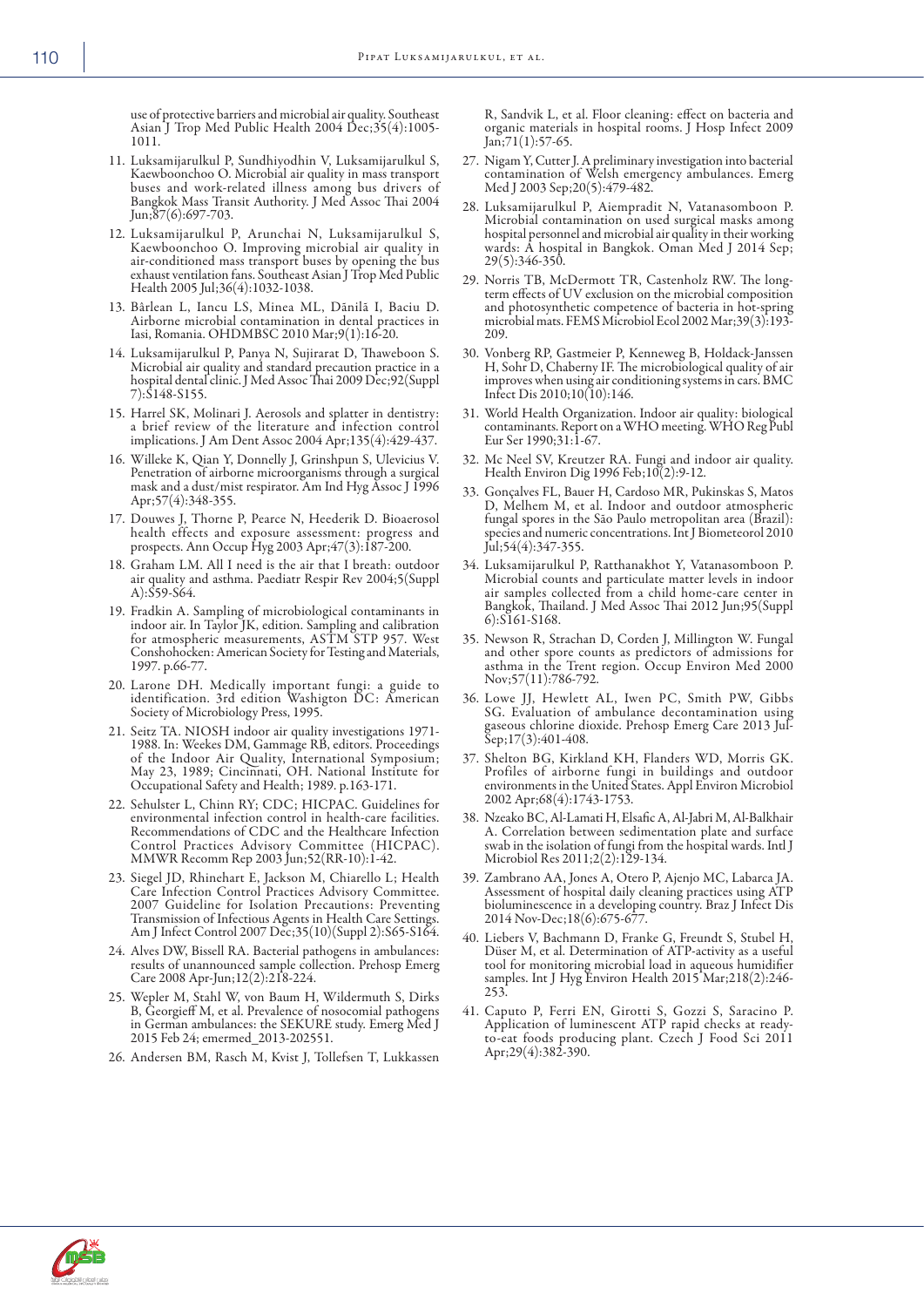use of protective barriers and microbial air quality. Southeast Asian J Trop Med Public Health 2004 Dec;35(4):1005-1011.

11. Luksamijarulkul P, Sundhiyodhin V, Luksamijarulkul S, Kaewboonchoo O. Microbial air quality in mass transport buses and work-related illness among bus drivers of Bangkok Mass Transit Authority. J Med Assoc Thai 2004 Jun;87(6):697-703.
12. Luksamijarulkul P, Arunchai N, Luksamijarulkul S, Kaewboonchoo O. Improving microbial air quality in air-conditioned mass transport buses by opening the bus exhaust ventilation fans. Southeast Asian J Trop Med Public Health 2005 Jul;36(4):1032-1038.
13. Bârlean L, Iancu LS, Minea ML, Dănilă I, Baciu D. Airborne microbial contamination in dental practices in Iasi, Romania. OHDMBSC 2010 Mar;9(1):16-20.
14. Luksamijarulkul P, Panya N, Sujirarat D, Thaweboon S. Microbial air quality and standard precaution practice in a hospital dental clinic. J Med Assoc Thai 2009 Dec;92(Suppl 7):S148-S155.
15. Harrel SK, Molinari J. Aerosols and splatter in dentistry: a brief review of the literature and infection control implications. J Am Dent Assoc 2004 Apr;135(4):429-437.
16. Willeke K, Qian Y, Donnelly J, Grinshpun S, Ulevicius V. Penetration of airborne microorganisms through a surgical mask and a dust/mist respirator. Am Ind Hyg Assoc J 1996 Apr;57(4):348-355.
17. Douwes J, Thorne P, Pearce N, Heederik D. Bioaerosol health effects and exposure assessment: progress and prospects. Ann Occup Hyg 2003 Apr;47(3):187-200.
18. Graham LM. All I need is the air that I breath: outdoor air quality and asthma. Paediatr Respir Rev 2004;5(Suppl A):S59-S64.
19. Fradkin A. Sampling of microbiological contaminants in indoor air. In Taylor JK, edition. Sampling and calibration for atmospheric measurements, ASTM STP 957. West Conshohocken: American Society for Testing and Materials, 1997. p.66-77.
20. Larone DH. Medically important fungi: a guide to identification. 3rd edition Washigton DC: American Society of Microbiology Press, 1995.
21. Seitz TA. NIOSH indoor air quality investigations 1971-1988. In: Weekes DM, Gammage RB, editors. Proceedings of the Indoor Air Quality, International Symposium; May 23, 1989; Cincinnati, OH. National Institute for Occupational Safety and Health; 1989. p.163-171.
22. Sehulster L, Chinn RY; CDC; HICPAC. Guidelines for environmental infection control in health-care facilities. Recommendations of CDC and the Healthcare Infection Control Practices Advisory Committee (HICPAC). MMWR Recomm Rep 2003 Jun;52(RR-10):1-42.
23. Siegel JD, Rhinehart E, Jackson M, Chiarello L; Health Care Infection Control Practices Advisory Committee. 2007 Guideline for Isolation Precautions: Preventing Transmission of Infectious Agents in Health Care Settings. Am J Infect Control 2007 Dec;35(10)(Suppl 2):S65-S164.
24. Alves DW, Bissell RA. Bacterial pathogens in ambulances: results of unannounced sample collection. Prehosp Emerg Care 2008 Apr-Jun;12(2):218-224.
25. Wepler M, Stahl W, von Baum H, Wildermuth S, Dirks B, Georgieff M, et al. Prevalence of nosocomial pathogens in German ambulances: the SEKURE study. Emerg Med J 2015 Feb 24; emermed_2013-202551.
26. Andersen BM, Rasch M, Kvist J, Tollefsen T, Lukkassen R, Sandvik L, et al. Floor cleaning: effect on bacteria and organic materials in hospital rooms. J Hosp Infect 2009 Jan;71(1):57-65.
27. Nigam Y, Cutter J. A preliminary investigation into bacterial contamination of Welsh emergency ambulances. Emerg Med J 2003 Sep;20(5):479-482.
28. Luksamijarulkul P, Aiempradit N, Vatanasomboon P. Microbial contamination on used surgical masks among hospital personnel and microbial air quality in their working wards: A hospital in Bangkok. Oman Med J 2014 Sep; 29(5):346-350.
29. Norris TB, McDermott TR, Castenholz RW. The long-term effects of UV exclusion on the microbial composition and photosynthetic competence of bacteria in hot-spring microbial mats. FEMS Microbiol Ecol 2002 Mar;39(3):193-209.
30. Vonberg RP, Gastmeier P, Kenneweg B, Holdack-Janssen H, Sohr D, Chaberny IF. The microbiological quality of air improves when using air conditioning systems in cars. BMC Infect Dis 2010;10(10):146.
31. World Health Organization. Indoor air quality: biological contaminants. Report on a WHO meeting. WHO Reg Publ Eur Ser 1990;31:1-67.
32. Mc Neel SV, Kreutzer RA. Fungi and indoor air quality. Health Environ Dig 1996 Feb;10(2):9-12.
33. Gonçalves FL, Bauer H, Cardoso MR, Pukinskas S, Matos D, Melhem M, et al. Indoor and outdoor atmospheric fungal spores in the São Paulo metropolitan area (Brazil): species and numeric concentrations. Int J Biometeorol 2010 Jul;54(4):347-355.
34. Luksamijarulkul P, Ratthanakhot Y, Vatanasomboon P. Microbial counts and particulate matter levels in indoor air samples collected from a child home-care center in Bangkok, Thailand. J Med Assoc Thai 2012 Jun;95(Suppl 6):S161-S168.
35. Newson R, Strachan D, Corden J, Millington W. Fungal and other spore counts as predictors of admissions for asthma in the Trent region. Occup Environ Med 2000 Nov;57(11):786-792.
36. Lowe JJ, Hewlett AL, Iwen PC, Smith PW, Gibbs SG. Evaluation of ambulance decontamination using gaseous chlorine dioxide. Prehosp Emerg Care 2013 Jul-Sep;17(3):401-408.
37. Shelton BG, Kirkland KH, Flanders WD, Morris GK. Profiles of airborne fungi in buildings and outdoor environments in the United States. Appl Environ Microbiol 2002 Apr;68(4):1743-1753.
38. Nzeako BC, Al-Lamati H, Elsafic A, Al-Jabri M, Al-Balkhair A. Correlation between sedimentation plate and surface swab in the isolation of fungi from the hospital wards. Intl J Microbiol Res 2011;2(2):129-134.
39. Zambrano AA, Jones A, Otero P, Ajenjo MC, Labarca JA. Assessment of hospital daily cleaning practices using ATP bioluminescence in a developing country. Braz J Infect Dis 2014 Nov-Dec;18(6):675-677.
40. Liebers V, Bachmann D, Franke G, Freundt S, Stubel H, Düser M, et al. Determination of ATP-activity as a useful tool for monitoring microbial load in aqueous humidifier samples. Int J Hyg Environ Health 2015 Mar;218(2):246-253.
41. Caputo P, Ferri EN, Girotti S, Gozzi S, Saracino P. Application of luminescent ATP rapid checks at ready-to-eat foods producing plant. Czech J Food Sci 2011 Apr;29(4):382-390.